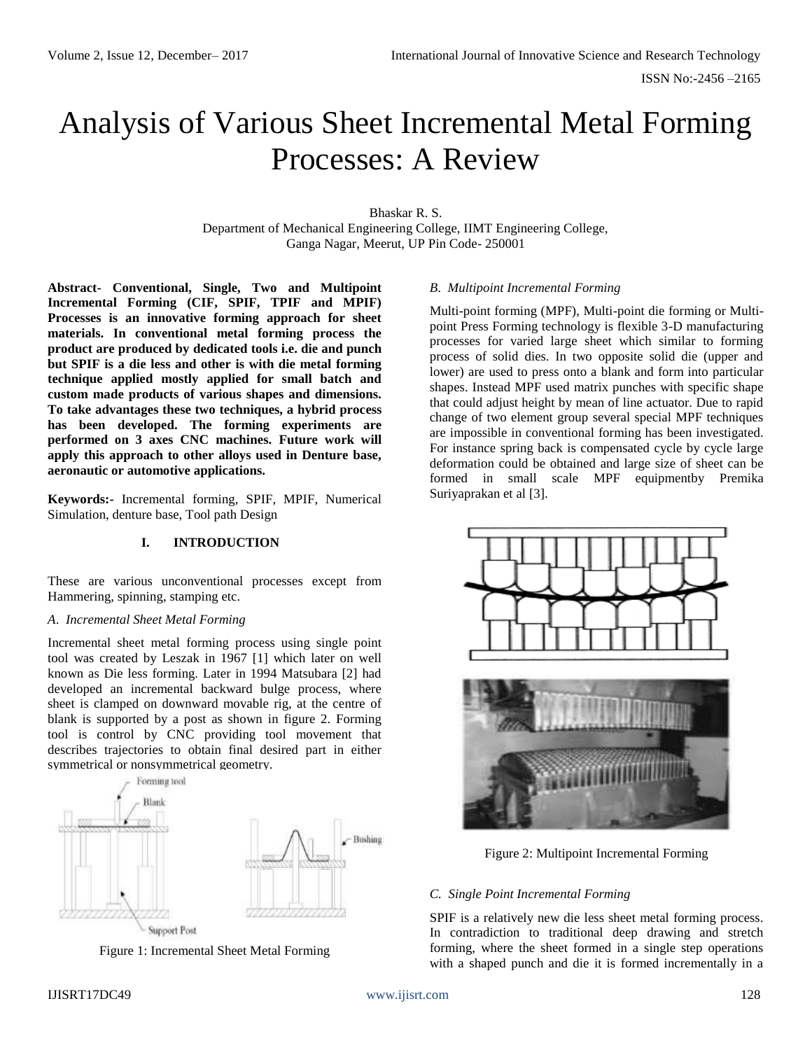# Analysis of Various Sheet Incremental Metal Forming Processes: A Review

Bhaskar R. S.
Department of Mechanical Engineering College, IIMT Engineering College,
Ganga Nagar, Meerut, UP Pin Code- 250001

**Abstract- Conventional, Single, Two and Multipoint Incremental Forming (CIF, SPIF, TPIF and MPIF) Processes is an innovative forming approach for sheet materials. In conventional metal forming process the product are produced by dedicated tools i.e. die and punch but SPIF is a die less and other is with die metal forming technique applied mostly applied for small batch and custom made products of various shapes and dimensions. To take advantages these two techniques, a hybrid process has been developed. The forming experiments are performed on 3 axes CNC machines. Future work will apply this approach to other alloys used in Denture base, aeronautic or automotive applications.**

**Keywords:-** Incremental forming, SPIF, MPIF, Numerical Simulation, denture base, Tool path Design

## I. INTRODUCTION

These are various unconventional processes except from Hammering, spinning, stamping etc.

### *A. Incremental Sheet Metal Forming*

Incremental sheet metal forming process using single point tool was created by Leszak in 1967 [1] which later on well known as Die less forming. Later in 1994 Matsubara [2] had developed an incremental backward bulge process, where sheet is clamped on downward movable rig, at the centre of blank is supported by a post as shown in figure 2. Forming tool is control by CNC providing tool movement that describes trajectories to obtain final desired part in either symmetrical or nonsymmetrical geometry.

Figure 1: Incremental Sheet Metal Forming

### *B. Multipoint Incremental Forming*

Multi-point forming (MPF), Multi-point die forming or Multi-point Press Forming technology is flexible 3-D manufacturing processes for varied large sheet which similar to forming process of solid dies. In two opposite solid die (upper and lower) are used to press onto a blank and form into particular shapes. Instead MPF used matrix punches with specific shape that could adjust height by mean of line actuator. Due to rapid change of two element group several special MPF techniques are impossible in conventional forming has been investigated. For instance spring back is compensated cycle by cycle large deformation could be obtained and large size of sheet can be formed in small scale MPF equipmentby Premika Suriyaprakan et al [3].

Figure 2: Multipoint Incremental Forming

### *C. Single Point Incremental Forming*

SPIF is a relatively new die less sheet metal forming process. In contradiction to traditional deep drawing and stretch forming, where the sheet formed in a single step operations with a shaped punch and die it is formed incrementally in a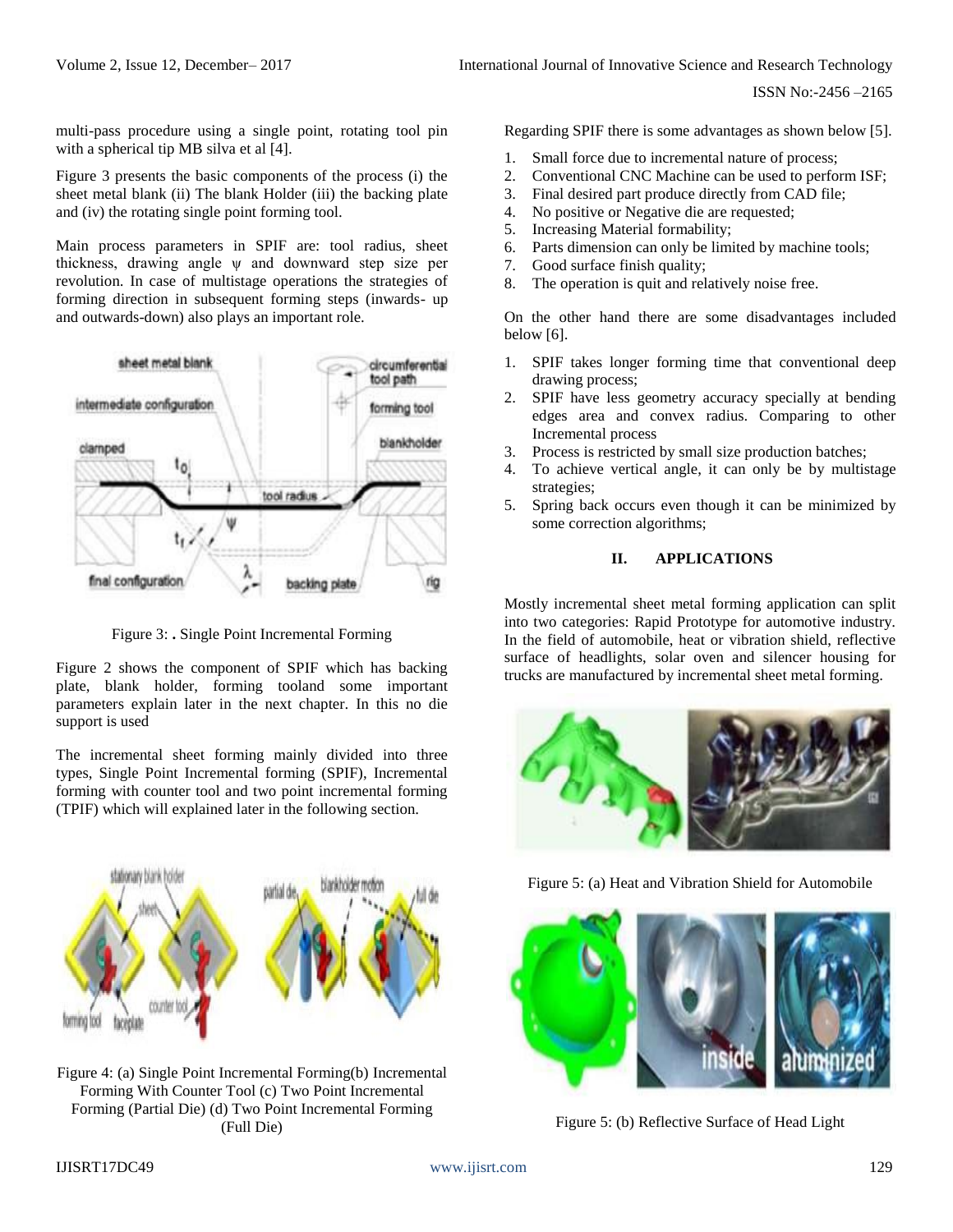multi-pass procedure using a single point, rotating tool pin with a spherical tip MB silva et al [4].

Figure 3 presents the basic components of the process (i) the sheet metal blank (ii) The blank Holder (iii) the backing plate and (iv) the rotating single point forming tool.

Main process parameters in SPIF are: tool radius, sheet thickness, drawing angle ψ and downward step size per revolution. In case of multistage operations the strategies of forming direction in subsequent forming steps (inwards- up and outwards-down) also plays an important role.

Figure 3: **.** Single Point Incremental Forming

Figure 2 shows the component of SPIF which has backing plate, blank holder, forming tooland some important parameters explain later in the next chapter. In this no die support is used

The incremental sheet forming mainly divided into three types, Single Point Incremental forming (SPIF), Incremental forming with counter tool and two point incremental forming (TPIF) which will explained later in the following section.

Figure 4: (a) Single Point Incremental Forming(b) Incremental Forming With Counter Tool (c) Two Point Incremental Forming (Partial Die) (d) Two Point Incremental Forming (Full Die)

Regarding SPIF there is some advantages as shown below [5].

1. Small force due to incremental nature of process;
2. Conventional CNC Machine can be used to perform ISF;
3. Final desired part produce directly from CAD file;
4. No positive or Negative die are requested;
5. Increasing Material formability;
6. Parts dimension can only be limited by machine tools;
7. Good surface finish quality;
8. The operation is quit and relatively noise free.

On the other hand there are some disadvantages included below [6].

1. SPIF takes longer forming time that conventional deep drawing process;
2. SPIF have less geometry accuracy specially at bending edges area and convex radius. Comparing to other Incremental process
3. Process is restricted by small size production batches;
4. To achieve vertical angle, it can only be by multistage strategies;
5. Spring back occurs even though it can be minimized by some correction algorithms;

## II. APPLICATIONS

Mostly incremental sheet metal forming application can split into two categories: Rapid Prototype for automotive industry. In the field of automobile, heat or vibration shield, reflective surface of headlights, solar oven and silencer housing for trucks are manufactured by incremental sheet metal forming.

Figure 5: (a) Heat and Vibration Shield for Automobile

Figure 5: (b) Reflective Surface of Head Light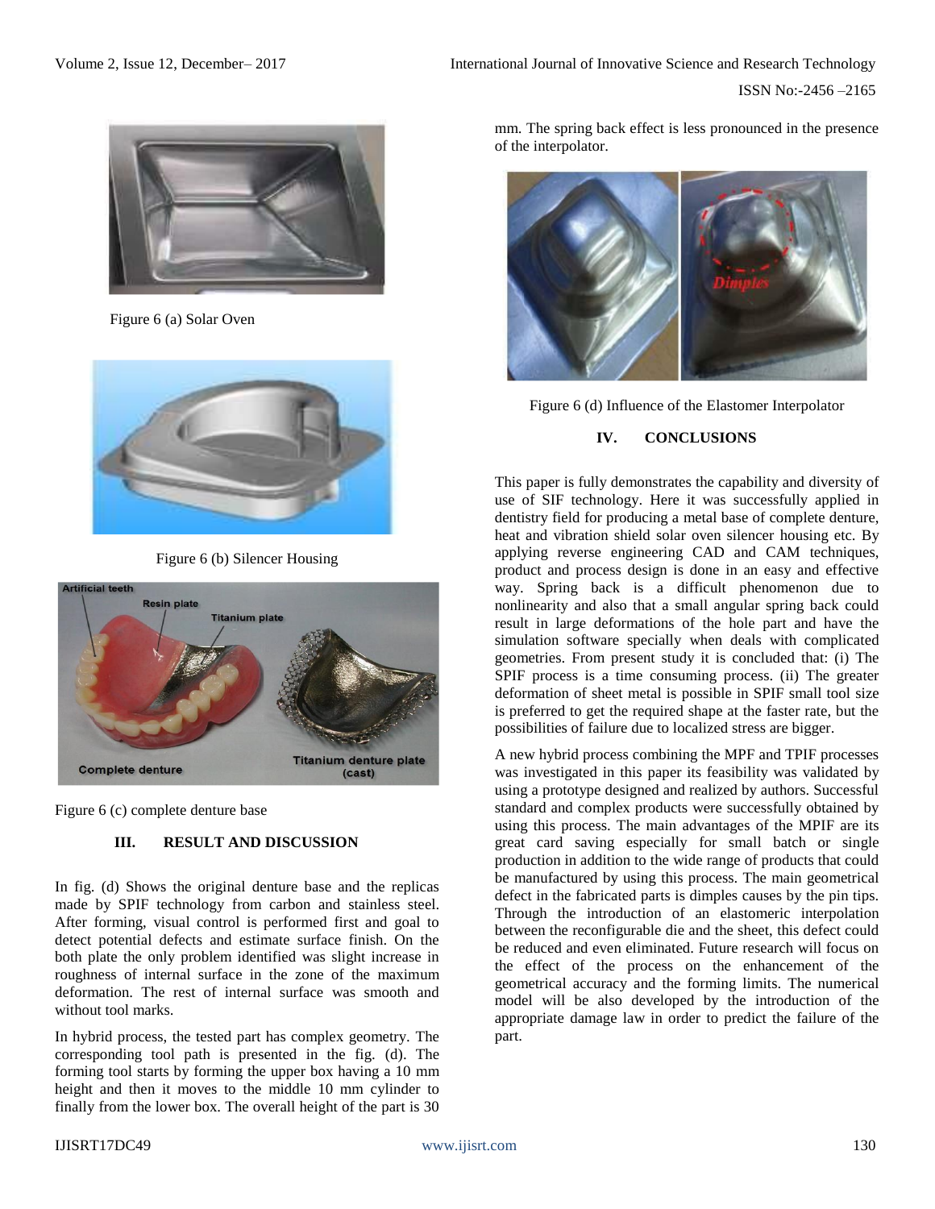Figure 6 (a) Solar Oven

Figure 6 (b) Silencer Housing

Figure 6 (c) complete denture base

## III. RESULT AND DISCUSSION

In fig. (d) Shows the original denture base and the replicas made by SPIF technology from carbon and stainless steel. After forming, visual control is performed first and goal to detect potential defects and estimate surface finish. On the both plate the only problem identified was slight increase in roughness of internal surface in the zone of the maximum deformation. The rest of internal surface was smooth and without tool marks.

In hybrid process, the tested part has complex geometry. The corresponding tool path is presented in the fig. (d). The forming tool starts by forming the upper box having a 10 mm height and then it moves to the middle 10 mm cylinder to finally from the lower box. The overall height of the part is 30 mm. The spring back effect is less pronounced in the presence of the interpolator.

Figure 6 (d) Influence of the Elastomer Interpolator

## IV. CONCLUSIONS

This paper is fully demonstrates the capability and diversity of use of SIF technology. Here it was successfully applied in dentistry field for producing a metal base of complete denture, heat and vibration shield solar oven silencer housing etc. By applying reverse engineering CAD and CAM techniques, product and process design is done in an easy and effective way. Spring back is a difficult phenomenon due to nonlinearity and also that a small angular spring back could result in large deformations of the hole part and have the simulation software specially when deals with complicated geometries. From present study it is concluded that: (i) The SPIF process is a time consuming process. (ii) The greater deformation of sheet metal is possible in SPIF small tool size is preferred to get the required shape at the faster rate, but the possibilities of failure due to localized stress are bigger.

A new hybrid process combining the MPF and TPIF processes was investigated in this paper its feasibility was validated by using a prototype designed and realized by authors. Successful standard and complex products were successfully obtained by using this process. The main advantages of the MPIF are its great card saving especially for small batch or single production in addition to the wide range of products that could be manufactured by using this process. The main geometrical defect in the fabricated parts is dimples causes by the pin tips. Through the introduction of an elastomeric interpolation between the reconfigurable die and the sheet, this defect could be reduced and even eliminated. Future research will focus on the effect of the process on the enhancement of the geometrical accuracy and the forming limits. The numerical model will be also developed by the introduction of the appropriate damage law in order to predict the failure of the part.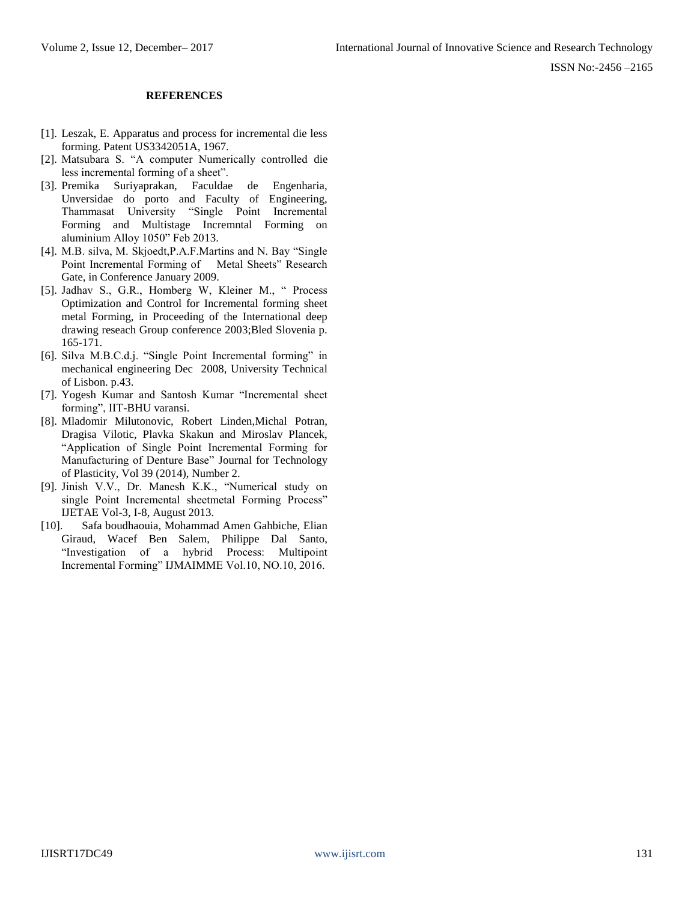## REFERENCES

- [1]. Leszak, E. Apparatus and process for incremental die less forming. Patent US3342051A, 1967.
- [2]. Matsubara S. "A computer Numerically controlled die less incremental forming of a sheet".
- [3]. Premika Suriyaprakan, Faculdae de Engenharia, Unversidae do porto and Faculty of Engineering, Thammasat University "Single Point Incremental Forming and Multistage Incremntal Forming on aluminium Alloy 1050" Feb 2013.
- [4]. M.B. silva, M. Skjoedt,P.A.F.Martins and N. Bay "Single Point Incremental Forming of Metal Sheets" Research Gate, in Conference January 2009.
- [5]. Jadhav S., G.R., Homberg W, Kleiner M., " Process Optimization and Control for Incremental forming sheet metal Forming, in Proceeding of the International deep drawing reseach Group conference 2003;Bled Slovenia p. 165-171.
- [6]. Silva M.B.C.d.j. "Single Point Incremental forming" in mechanical engineering Dec 2008, University Technical of Lisbon. p.43.
- [7]. Yogesh Kumar and Santosh Kumar "Incremental sheet forming", IIT-BHU varansi.
- [8]. Mladomir Milutonovic, Robert Linden,Michal Potran, Dragisa Vilotic, Plavka Skakun and Miroslav Plancek, "Application of Single Point Incremental Forming for Manufacturing of Denture Base" Journal for Technology of Plasticity, Vol 39 (2014), Number 2.
- [9]. Jinish V.V., Dr. Manesh K.K., "Numerical study on single Point Incremental sheetmetal Forming Process" IJETAE Vol-3, I-8, August 2013.
- [10]. Safa boudhaouia, Mohammad Amen Gahbiche, Elian Giraud, Wacef Ben Salem, Philippe Dal Santo, "Investigation of a hybrid Process: Multipoint Incremental Forming" IJMAIMME Vol.10, NO.10, 2016.